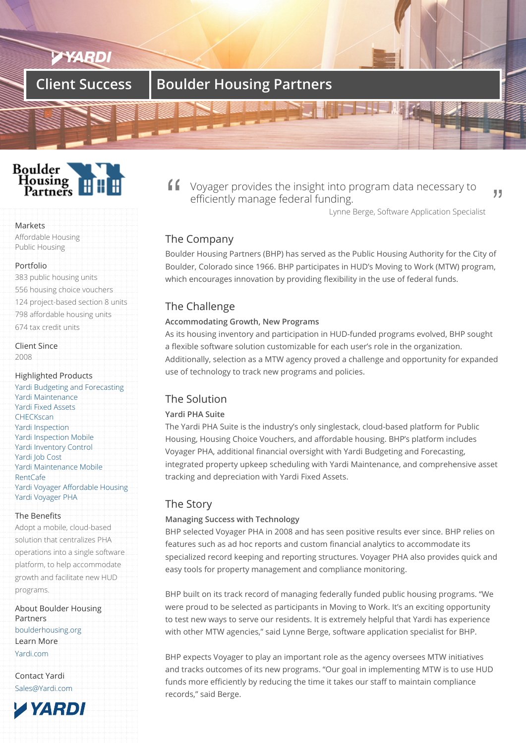# Client Success | Boulder Housing Partners

> "Voyager provides the insight into program data necessary to efficiently manage federal funding."
>
> Lynne Berge, Software Application Specialist

**Markets**
Affordable Housing
Public Housing

**Portfolio**
383 public housing units
556 housing choice vouchers
124 project-based section 8 units
798 affordable housing units
674 tax credit units

**Client Since**
2008

**Highlighted Products**
Yardi Budgeting and Forecasting
Yardi Maintenance
Yardi Fixed Assets
CHECKscan
Yardi Inspection
Yardi Inspection Mobile
Yardi Inventory Control
Yardi Job Cost
Yardi Maintenance Mobile
RentCafe
Yardi Voyager Affordable Housing
Yardi Voyager PHA

**The Benefits**
Adopt a mobile, cloud-based solution that centralizes PHA operations into a single software platform, to help accommodate growth and facilitate new HUD programs.

**About Boulder Housing Partners**
boulderhousing.org

**Learn More**
Yardi.com

**Contact Yardi**
Sales@Yardi.com

## The Company

Boulder Housing Partners (BHP) has served as the Public Housing Authority for the City of Boulder, Colorado since 1966. BHP participates in HUD's Moving to Work (MTW) program, which encourages innovation by providing flexibility in the use of federal funds.

## The Challenge

### Accommodating Growth, New Programs

As its housing inventory and participation in HUD-funded programs evolved, BHP sought a flexible software solution customizable for each user's role in the organization. Additionally, selection as a MTW agency proved a challenge and opportunity for expanded use of technology to track new programs and policies.

## The Solution

### Yardi PHA Suite

The Yardi PHA Suite is the industry's only singlestack, cloud-based platform for Public Housing, Housing Choice Vouchers, and affordable housing. BHP's platform includes Voyager PHA, additional financial oversight with Yardi Budgeting and Forecasting, integrated property upkeep scheduling with Yardi Maintenance, and comprehensive asset tracking and depreciation with Yardi Fixed Assets.

## The Story

### Managing Success with Technology

BHP selected Voyager PHA in 2008 and has seen positive results ever since. BHP relies on features such as ad hoc reports and custom financial analytics to accommodate its specialized record keeping and reporting structures. Voyager PHA also provides quick and easy tools for property management and compliance monitoring.

BHP built on its track record of managing federally funded public housing programs. "We were proud to be selected as participants in Moving to Work. It's an exciting opportunity to test new ways to serve our residents. It is extremely helpful that Yardi has experience with other MTW agencies," said Lynne Berge, software application specialist for BHP.

BHP expects Voyager to play an important role as the agency oversees MTW initiatives and tracks outcomes of its new programs. "Our goal in implementing MTW is to use HUD funds more efficiently by reducing the time it takes our staff to maintain compliance records," said Berge.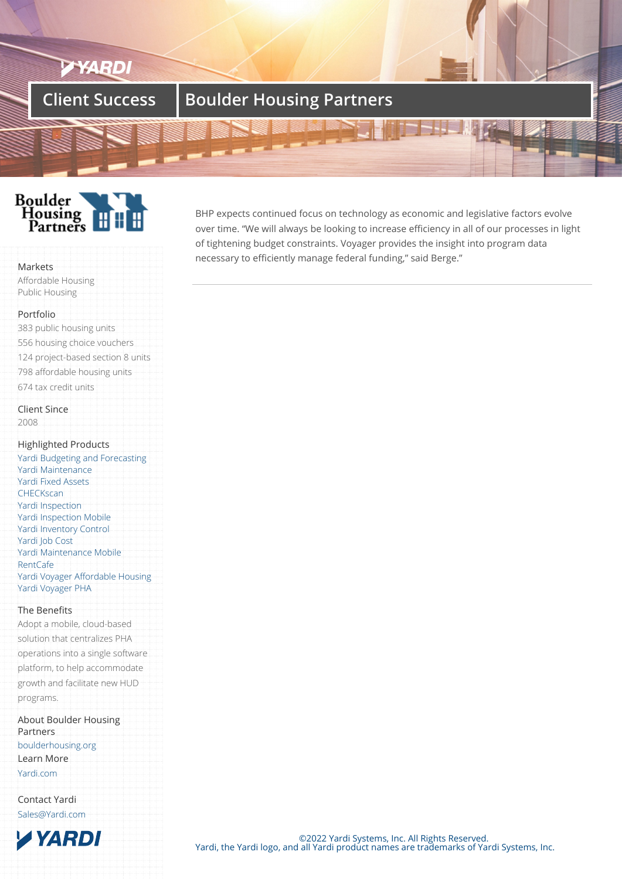# Client Success | Boulder Housing Partners

BHP expects continued focus on technology as economic and legislative factors evolve over time. "We will always be looking to increase efficiency in all of our processes in light of tightening budget constraints. Voyager provides the insight into program data necessary to efficiently manage federal funding," said Berge."

---

### Markets

Affordable Housing
Public Housing

### Portfolio

383 public housing units
556 housing choice vouchers
124 project-based section 8 units
798 affordable housing units
674 tax credit units

### Client Since

2008

### Highlighted Products

Yardi Budgeting and Forecasting
Yardi Maintenance
Yardi Fixed Assets
CHECKscan
Yardi Inspection
Yardi Inspection Mobile
Yardi Inventory Control
Yardi Job Cost
Yardi Maintenance Mobile
RentCafe
Yardi Voyager Affordable Housing
Yardi Voyager PHA

### The Benefits

Adopt a mobile, cloud-based solution that centralizes PHA operations into a single software platform, to help accommodate growth and facilitate new HUD programs.

### About Boulder Housing Partners

boulderhousing.org

### Learn More

Yardi.com

### Contact Yardi

Sales@Yardi.com

©2022 Yardi Systems, Inc. All Rights Reserved.
Yardi, the Yardi logo, and all Yardi product names are trademarks of Yardi Systems, Inc.